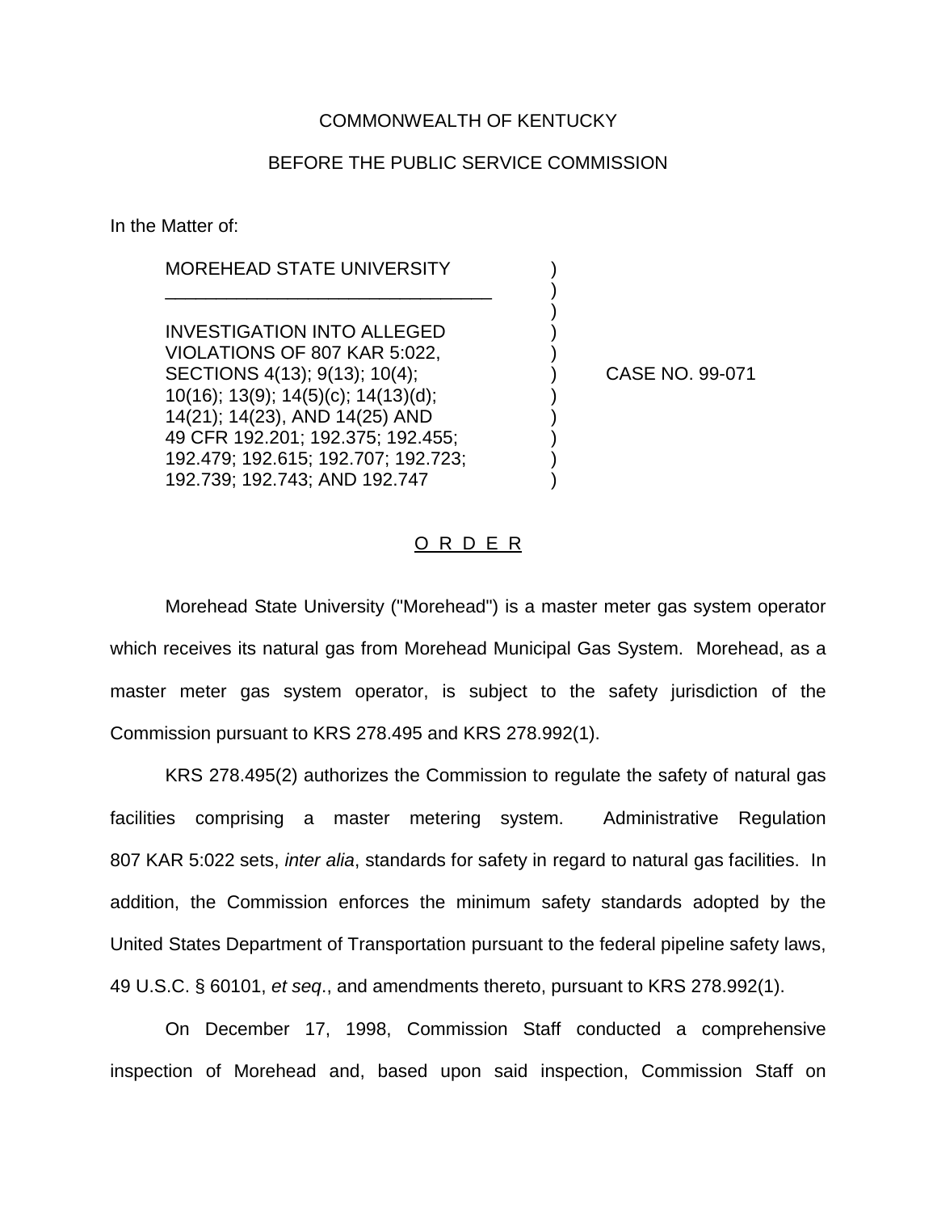COMMONWEALTH OF KENTUCKY

BEFORE THE PUBLIC SERVICE COMMISSION

In the Matter of:

MOREHEAD STATE UNIVERSITY

INVESTIGATION INTO ALLEGED VIOLATIONS OF 807 KAR 5:022, SECTIONS 4(13); 9(13); 10(4); 10(16); 13(9); 14(5)(c); 14(13)(d); 14(21); 14(23), AND 14(25) AND 49 CFR 192.201; 192.375; 192.455; 192.479; 192.615; 192.707; 192.723; 192.739; 192.743; AND 192.747

CASE NO. 99-071

O R D E R

Morehead State University ("Morehead") is a master meter gas system operator which receives its natural gas from Morehead Municipal Gas System. Morehead, as a master meter gas system operator, is subject to the safety jurisdiction of the Commission pursuant to KRS 278.495 and KRS 278.992(1).

KRS 278.495(2) authorizes the Commission to regulate the safety of natural gas facilities comprising a master metering system. Administrative Regulation 807 KAR 5:022 sets, *inter alia*, standards for safety in regard to natural gas facilities. In addition, the Commission enforces the minimum safety standards adopted by the United States Department of Transportation pursuant to the federal pipeline safety laws, 49 U.S.C. § 60101, *et seq*., and amendments thereto, pursuant to KRS 278.992(1).

On December 17, 1998, Commission Staff conducted a comprehensive inspection of Morehead and, based upon said inspection, Commission Staff on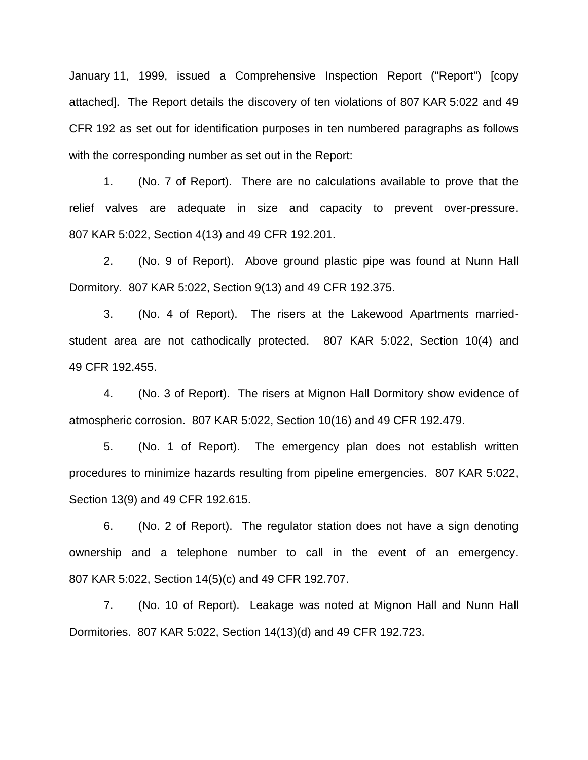January 11, 1999, issued a Comprehensive Inspection Report ("Report") [copy attached]. The Report details the discovery of ten violations of 807 KAR 5:022 and 49 CFR 192 as set out for identification purposes in ten numbered paragraphs as follows with the corresponding number as set out in the Report:

1. (No. 7 of Report). There are no calculations available to prove that the relief valves are adequate in size and capacity to prevent over-pressure. 807 KAR 5:022, Section 4(13) and 49 CFR 192.201.

2. (No. 9 of Report). Above ground plastic pipe was found at Nunn Hall Dormitory. 807 KAR 5:022, Section 9(13) and 49 CFR 192.375.

3. (No. 4 of Report). The risers at the Lakewood Apartments married-student area are not cathodically protected. 807 KAR 5:022, Section 10(4) and 49 CFR 192.455.

4. (No. 3 of Report). The risers at Mignon Hall Dormitory show evidence of atmospheric corrosion. 807 KAR 5:022, Section 10(16) and 49 CFR 192.479.

5. (No. 1 of Report). The emergency plan does not establish written procedures to minimize hazards resulting from pipeline emergencies. 807 KAR 5:022, Section 13(9) and 49 CFR 192.615.

6. (No. 2 of Report). The regulator station does not have a sign denoting ownership and a telephone number to call in the event of an emergency. 807 KAR 5:022, Section 14(5)(c) and 49 CFR 192.707.

7. (No. 10 of Report). Leakage was noted at Mignon Hall and Nunn Hall Dormitories. 807 KAR 5:022, Section 14(13)(d) and 49 CFR 192.723.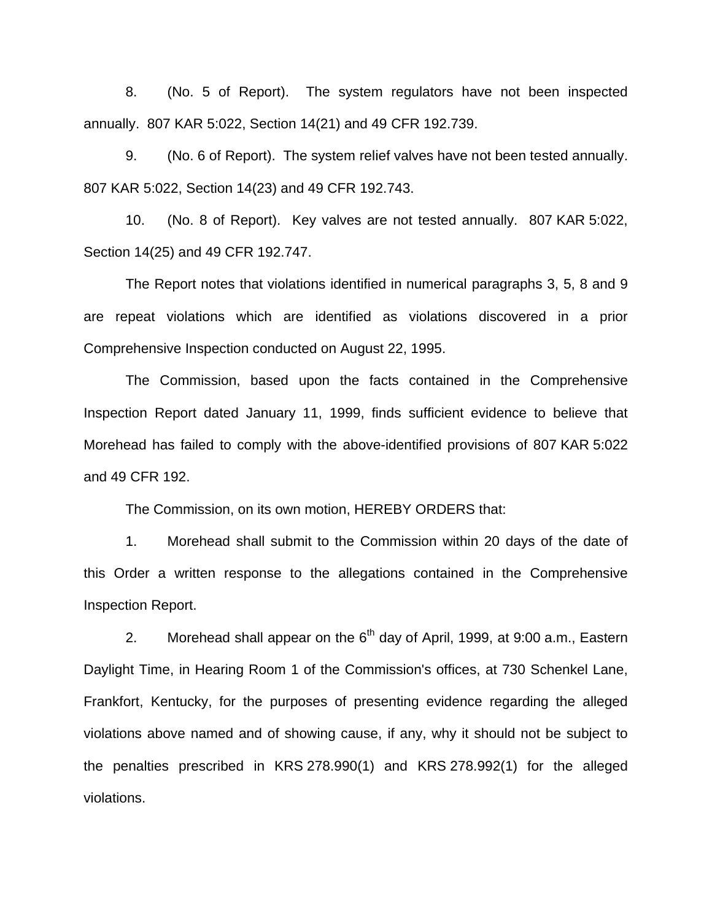8. (No. 5 of Report). The system regulators have not been inspected annually. 807 KAR 5:022, Section 14(21) and 49 CFR 192.739.

9. (No. 6 of Report). The system relief valves have not been tested annually. 807 KAR 5:022, Section 14(23) and 49 CFR 192.743.

10. (No. 8 of Report). Key valves are not tested annually. 807 KAR 5:022, Section 14(25) and 49 CFR 192.747.

The Report notes that violations identified in numerical paragraphs 3, 5, 8 and 9 are repeat violations which are identified as violations discovered in a prior Comprehensive Inspection conducted on August 22, 1995.

The Commission, based upon the facts contained in the Comprehensive Inspection Report dated January 11, 1999, finds sufficient evidence to believe that Morehead has failed to comply with the above-identified provisions of 807 KAR 5:022 and 49 CFR 192.

The Commission, on its own motion, HEREBY ORDERS that:

1. Morehead shall submit to the Commission within 20 days of the date of this Order a written response to the allegations contained in the Comprehensive Inspection Report.

2. Morehead shall appear on the 6th day of April, 1999, at 9:00 a.m., Eastern Daylight Time, in Hearing Room 1 of the Commission's offices, at 730 Schenkel Lane, Frankfort, Kentucky, for the purposes of presenting evidence regarding the alleged violations above named and of showing cause, if any, why it should not be subject to the penalties prescribed in KRS 278.990(1) and KRS 278.992(1) for the alleged violations.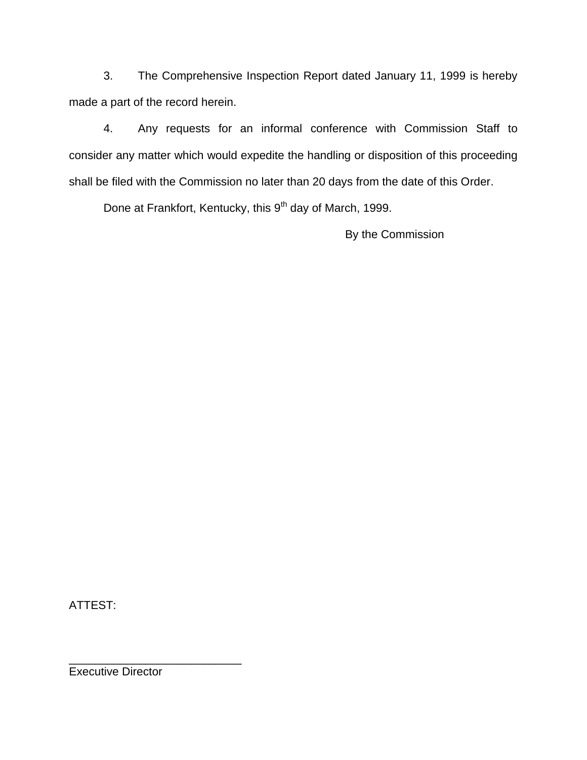3. The Comprehensive Inspection Report dated January 11, 1999 is hereby made a part of the record herein.

4. Any requests for an informal conference with Commission Staff to consider any matter which would expedite the handling or disposition of this proceeding shall be filed with the Commission no later than 20 days from the date of this Order.

Done at Frankfort, Kentucky, this 9th day of March, 1999.

By the Commission

ATTEST:

___________________________

Executive Director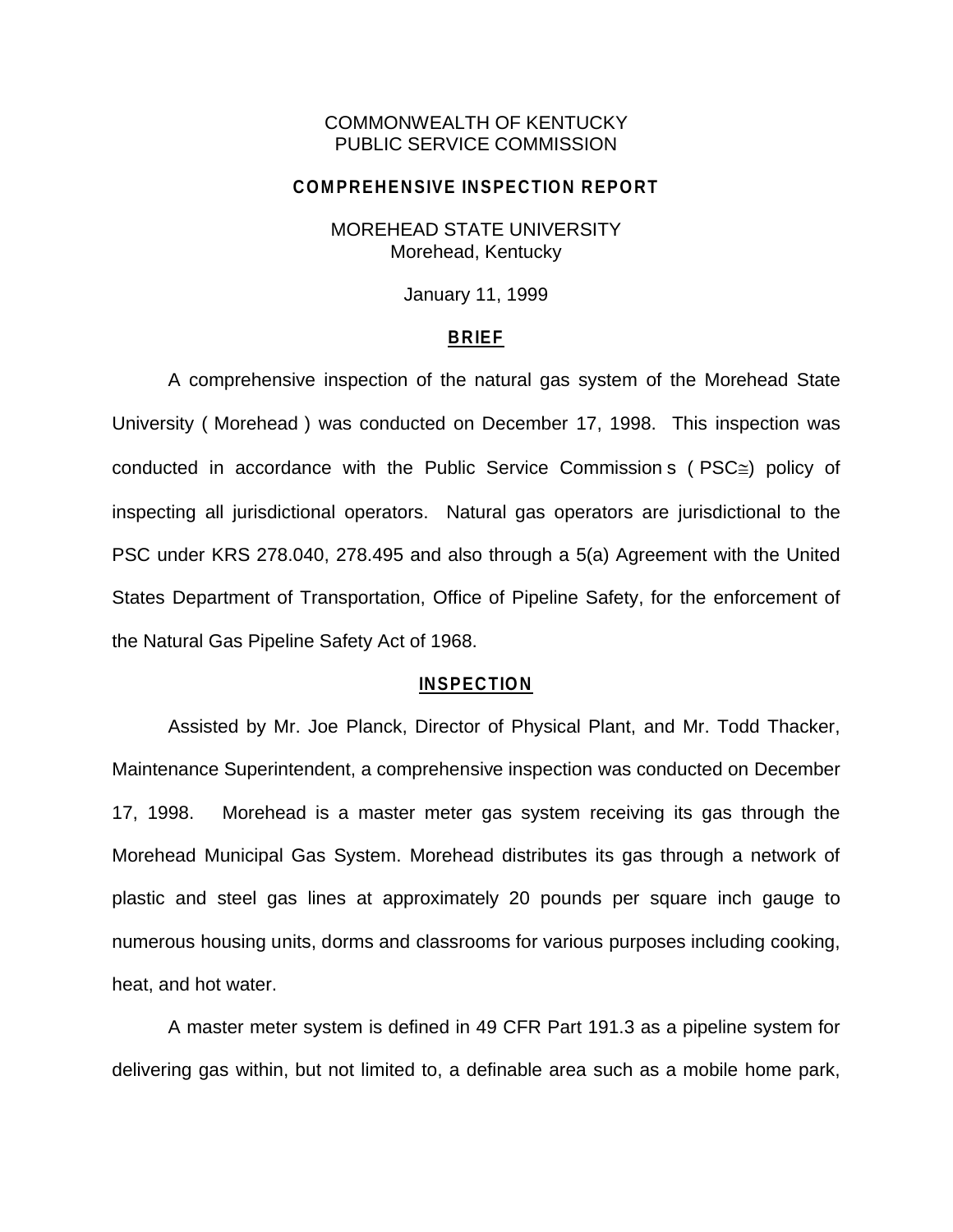COMMONWEALTH OF KENTUCKY
PUBLIC SERVICE COMMISSION

**COMPREHENSIVE INSPECTION REPORT**

MOREHEAD STATE UNIVERSITY
Morehead, Kentucky

January 11, 1999

**BRIEF**

A comprehensive inspection of the natural gas system of the Morehead State University ( Morehead ) was conducted on December 17, 1998. This inspection was conducted in accordance with the Public Service Commission s ( PSC≅) policy of inspecting all jurisdictional operators. Natural gas operators are jurisdictional to the PSC under KRS 278.040, 278.495 and also through a 5(a) Agreement with the United States Department of Transportation, Office of Pipeline Safety, for the enforcement of the Natural Gas Pipeline Safety Act of 1968.

**INSPECTION**

Assisted by Mr. Joe Planck, Director of Physical Plant, and Mr. Todd Thacker, Maintenance Superintendent, a comprehensive inspection was conducted on December 17, 1998. Morehead is a master meter gas system receiving its gas through the Morehead Municipal Gas System. Morehead distributes its gas through a network of plastic and steel gas lines at approximately 20 pounds per square inch gauge to numerous housing units, dorms and classrooms for various purposes including cooking, heat, and hot water.

A master meter system is defined in 49 CFR Part 191.3 as a pipeline system for delivering gas within, but not limited to, a definable area such as a mobile home park,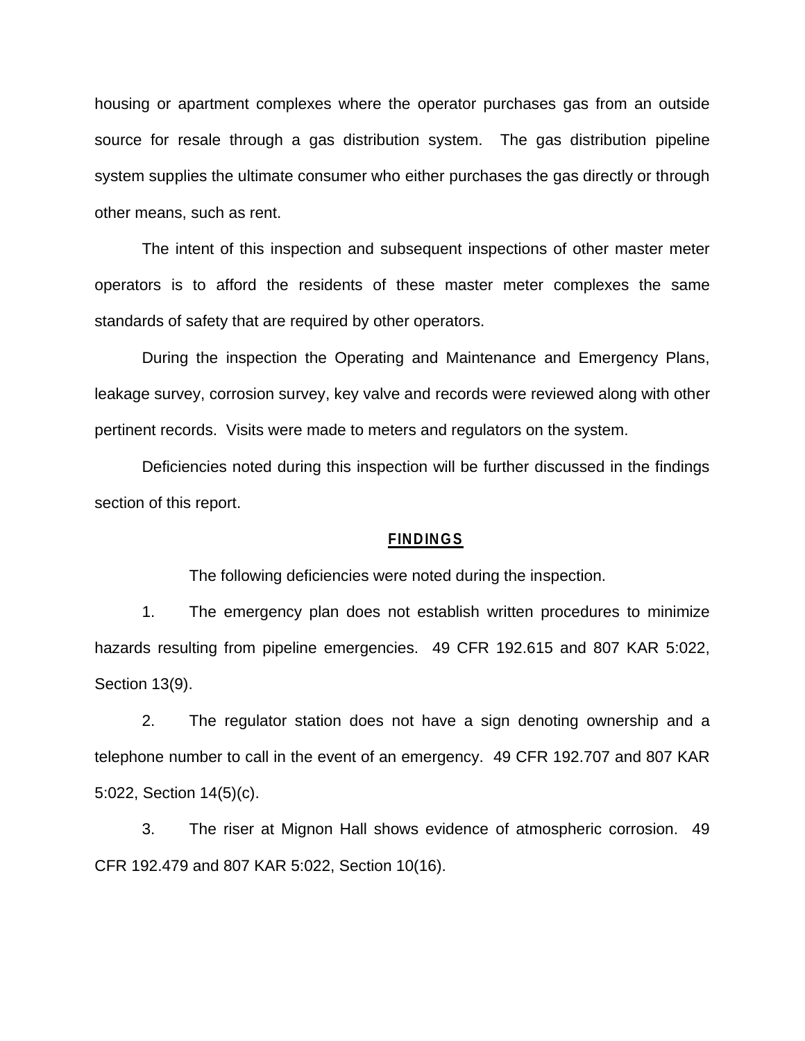housing or apartment complexes where the operator purchases gas from an outside source for resale through a gas distribution system. The gas distribution pipeline system supplies the ultimate consumer who either purchases the gas directly or through other means, such as rent.

The intent of this inspection and subsequent inspections of other master meter operators is to afford the residents of these master meter complexes the same standards of safety that are required by other operators.

During the inspection the Operating and Maintenance and Emergency Plans, leakage survey, corrosion survey, key valve and records were reviewed along with other pertinent records. Visits were made to meters and regulators on the system.

Deficiencies noted during this inspection will be further discussed in the findings section of this report.

## FINDINGS

The following deficiencies were noted during the inspection.

1. The emergency plan does not establish written procedures to minimize hazards resulting from pipeline emergencies. 49 CFR 192.615 and 807 KAR 5:022, Section 13(9).

2. The regulator station does not have a sign denoting ownership and a telephone number to call in the event of an emergency. 49 CFR 192.707 and 807 KAR 5:022, Section 14(5)(c).

3. The riser at Mignon Hall shows evidence of atmospheric corrosion. 49 CFR 192.479 and 807 KAR 5:022, Section 10(16).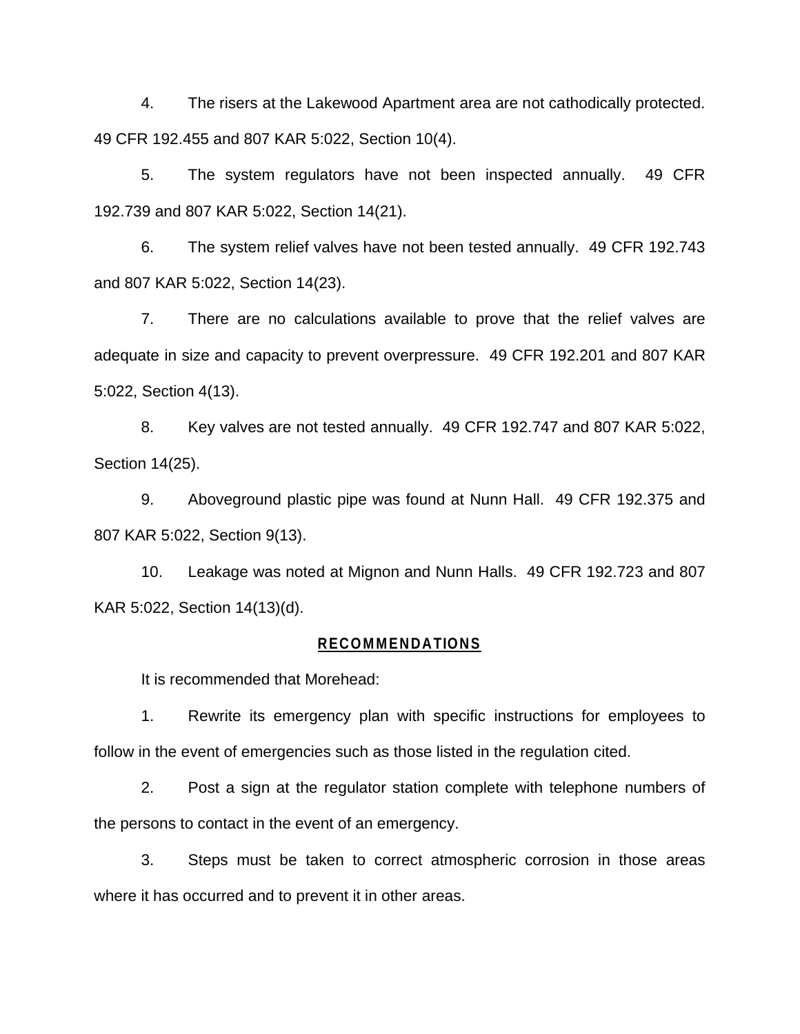4. The risers at the Lakewood Apartment area are not cathodically protected. 49 CFR 192.455 and 807 KAR 5:022, Section 10(4).

5. The system regulators have not been inspected annually. 49 CFR 192.739 and 807 KAR 5:022, Section 14(21).

6. The system relief valves have not been tested annually. 49 CFR 192.743 and 807 KAR 5:022, Section 14(23).

7. There are no calculations available to prove that the relief valves are adequate in size and capacity to prevent overpressure. 49 CFR 192.201 and 807 KAR 5:022, Section 4(13).

8. Key valves are not tested annually. 49 CFR 192.747 and 807 KAR 5:022, Section 14(25).

9. Aboveground plastic pipe was found at Nunn Hall. 49 CFR 192.375 and 807 KAR 5:022, Section 9(13).

10. Leakage was noted at Mignon and Nunn Halls. 49 CFR 192.723 and 807 KAR 5:022, Section 14(13)(d).

## RECOMMENDATIONS

It is recommended that Morehead:

1. Rewrite its emergency plan with specific instructions for employees to follow in the event of emergencies such as those listed in the regulation cited.

2. Post a sign at the regulator station complete with telephone numbers of the persons to contact in the event of an emergency.

3. Steps must be taken to correct atmospheric corrosion in those areas where it has occurred and to prevent it in other areas.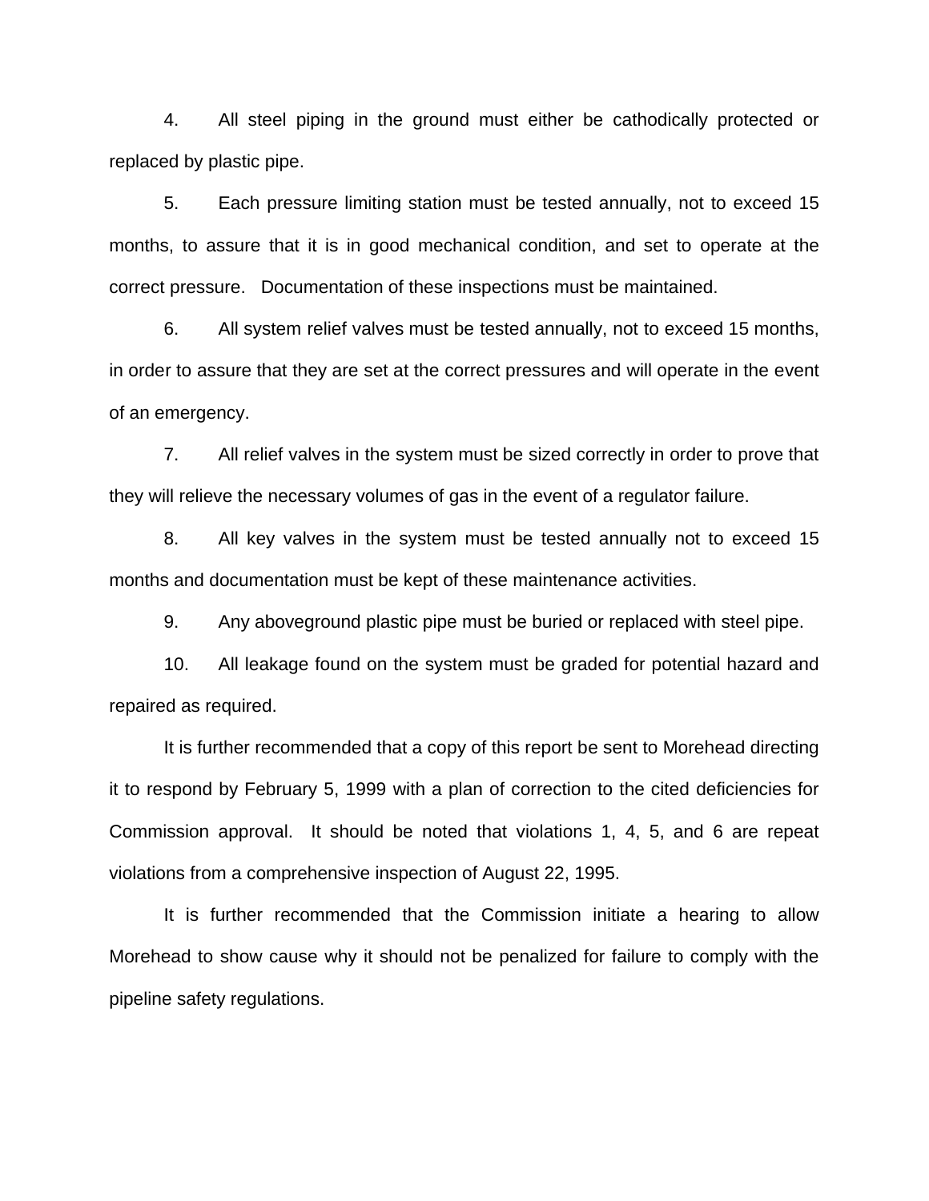4. All steel piping in the ground must either be cathodically protected or replaced by plastic pipe.

5. Each pressure limiting station must be tested annually, not to exceed 15 months, to assure that it is in good mechanical condition, and set to operate at the correct pressure. Documentation of these inspections must be maintained.

6. All system relief valves must be tested annually, not to exceed 15 months, in order to assure that they are set at the correct pressures and will operate in the event of an emergency.

7. All relief valves in the system must be sized correctly in order to prove that they will relieve the necessary volumes of gas in the event of a regulator failure.

8. All key valves in the system must be tested annually not to exceed 15 months and documentation must be kept of these maintenance activities.

9. Any aboveground plastic pipe must be buried or replaced with steel pipe.

10. All leakage found on the system must be graded for potential hazard and repaired as required.

It is further recommended that a copy of this report be sent to Morehead directing it to respond by February 5, 1999 with a plan of correction to the cited deficiencies for Commission approval. It should be noted that violations 1, 4, 5, and 6 are repeat violations from a comprehensive inspection of August 22, 1995.

It is further recommended that the Commission initiate a hearing to allow Morehead to show cause why it should not be penalized for failure to comply with the pipeline safety regulations.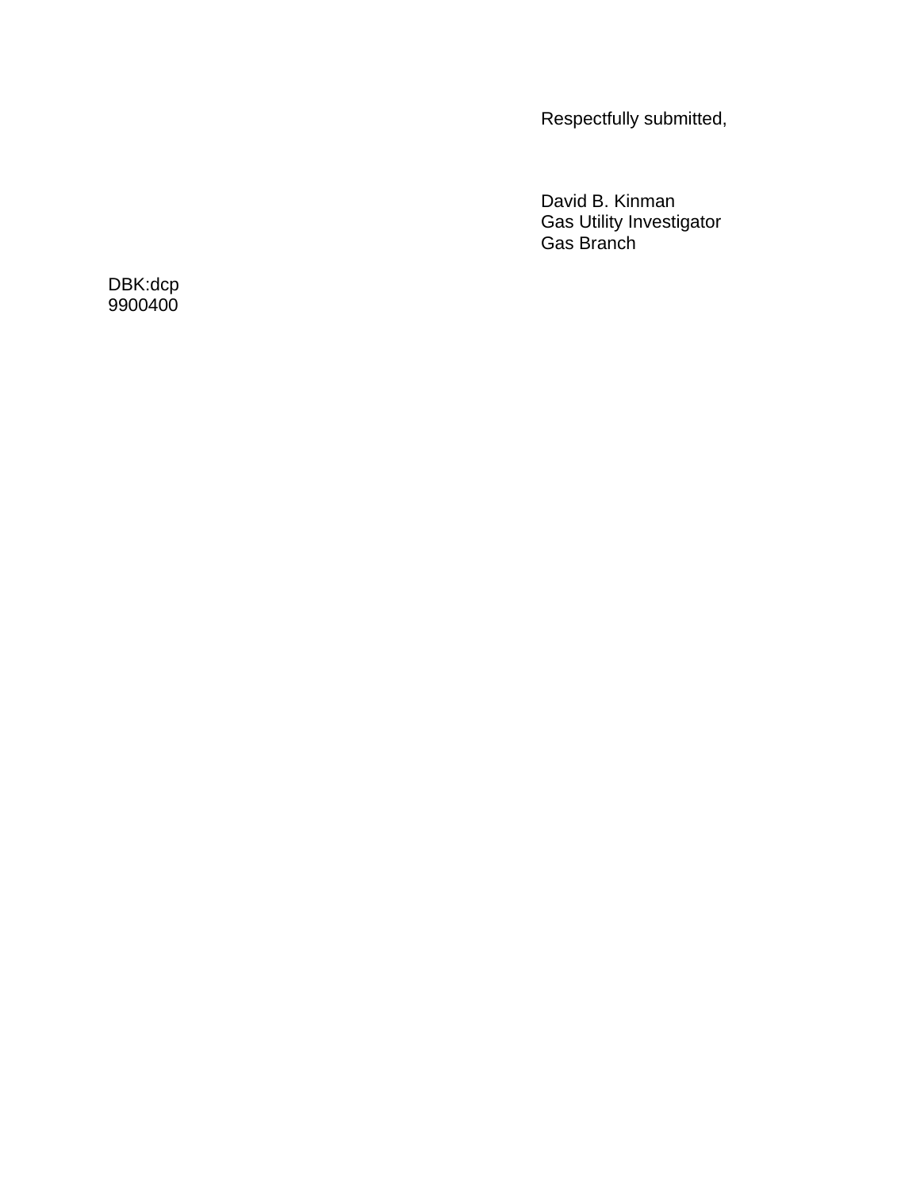Respectfully submitted,

David B. Kinman
Gas Utility Investigator
Gas Branch

DBK:dcp
9900400